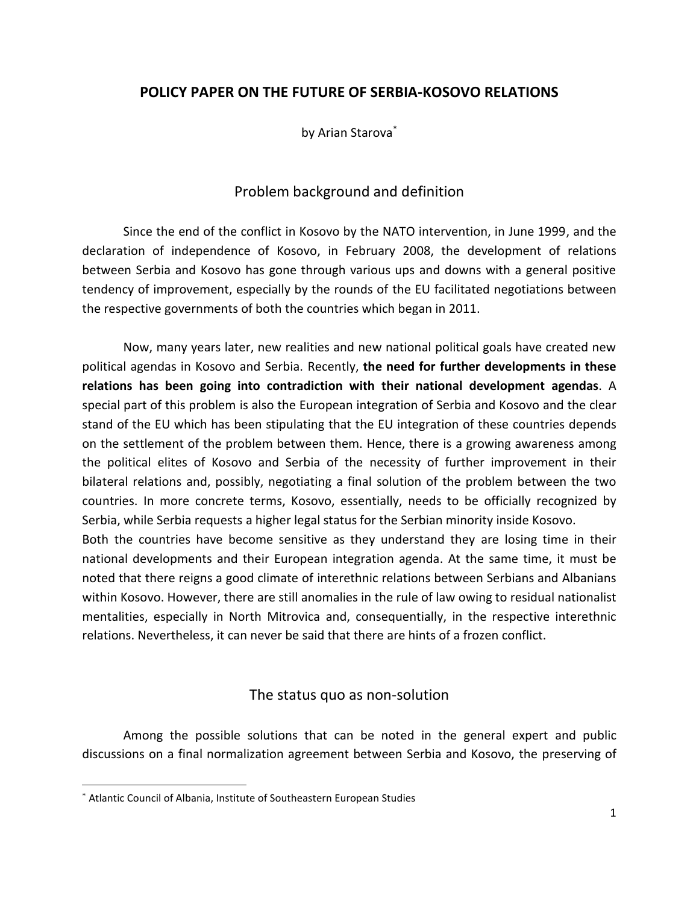# POLICY PAPER ON THE FUTURE OF SERBIA-KOSOVO RELATIONS

by Arian Starova[*]

## Problem background and definition

Since the end of the conflict in Kosovo by the NATO intervention, in June 1999, and the declaration of independence of Kosovo, in February 2008, the development of relations between Serbia and Kosovo has gone through various ups and downs with a general positive tendency of improvement, especially by the rounds of the EU facilitated negotiations between the respective governments of both the countries which began in 2011.

Now, many years later, new realities and new national political goals have created new political agendas in Kosovo and Serbia. Recently, **the need for further developments in these relations has been going into contradiction with their national development agendas**. A special part of this problem is also the European integration of Serbia and Kosovo and the clear stand of the EU which has been stipulating that the EU integration of these countries depends on the settlement of the problem between them. Hence, there is a growing awareness among the political elites of Kosovo and Serbia of the necessity of further improvement in their bilateral relations and, possibly, negotiating a final solution of the problem between the two countries. In more concrete terms, Kosovo, essentially, needs to be officially recognized by Serbia, while Serbia requests a higher legal status for the Serbian minority inside Kosovo.

Both the countries have become sensitive as they understand they are losing time in their national developments and their European integration agenda. At the same time, it must be noted that there reigns a good climate of interethnic relations between Serbians and Albanians within Kosovo. However, there are still anomalies in the rule of law owing to residual nationalist mentalities, especially in North Mitrovica and, consequentially, in the respective interethnic relations. Nevertheless, it can never be said that there are hints of a frozen conflict.

## The status quo as non-solution

Among the possible solutions that can be noted in the general expert and public discussions on a final normalization agreement between Serbia and Kosovo, the preserving of

[*] Atlantic Council of Albania, Institute of Southeastern European Studies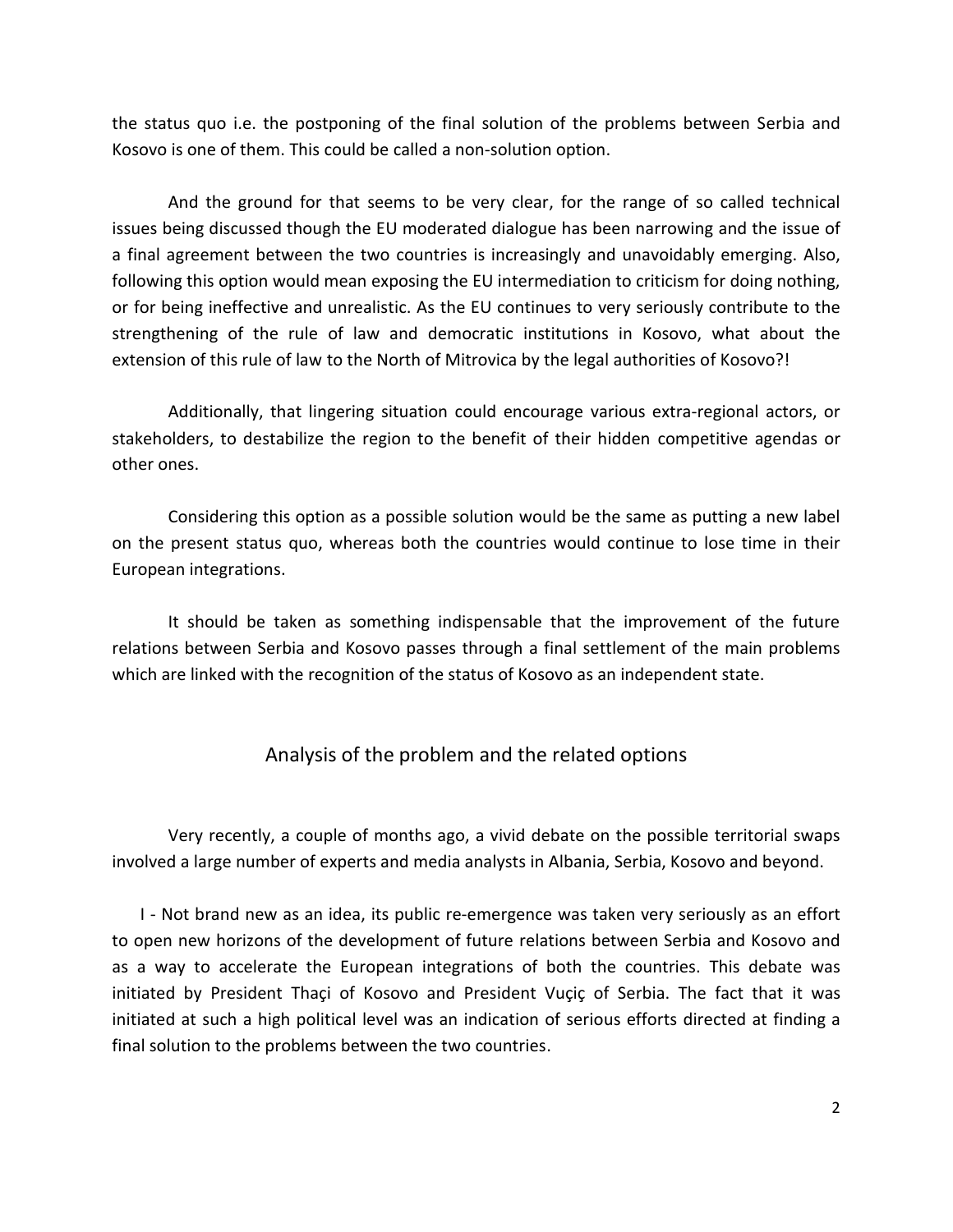the status quo i.e. the postponing of the final solution of the problems between Serbia and Kosovo is one of them. This could be called a non-solution option.

And the ground for that seems to be very clear, for the range of so called technical issues being discussed though the EU moderated dialogue has been narrowing and the issue of a final agreement between the two countries is increasingly and unavoidably emerging. Also, following this option would mean exposing the EU intermediation to criticism for doing nothing, or for being ineffective and unrealistic. As the EU continues to very seriously contribute to the strengthening of the rule of law and democratic institutions in Kosovo, what about the extension of this rule of law to the North of Mitrovica by the legal authorities of Kosovo?!

Additionally, that lingering situation could encourage various extra-regional actors, or stakeholders, to destabilize the region to the benefit of their hidden competitive agendas or other ones.

Considering this option as a possible solution would be the same as putting a new label on the present status quo, whereas both the countries would continue to lose time in their European integrations.

It should be taken as something indispensable that the improvement of the future relations between Serbia and Kosovo passes through a final settlement of the main problems which are linked with the recognition of the status of Kosovo as an independent state.

## Analysis of the problem and the related options

Very recently, a couple of months ago, a vivid debate on the possible territorial swaps involved a large number of experts and media analysts in Albania, Serbia, Kosovo and beyond.

I - Not brand new as an idea, its public re-emergence was taken very seriously as an effort to open new horizons of the development of future relations between Serbia and Kosovo and as a way to accelerate the European integrations of both the countries. This debate was initiated by President Thaçi of Kosovo and President Vuçiç of Serbia. The fact that it was initiated at such a high political level was an indication of serious efforts directed at finding a final solution to the problems between the two countries.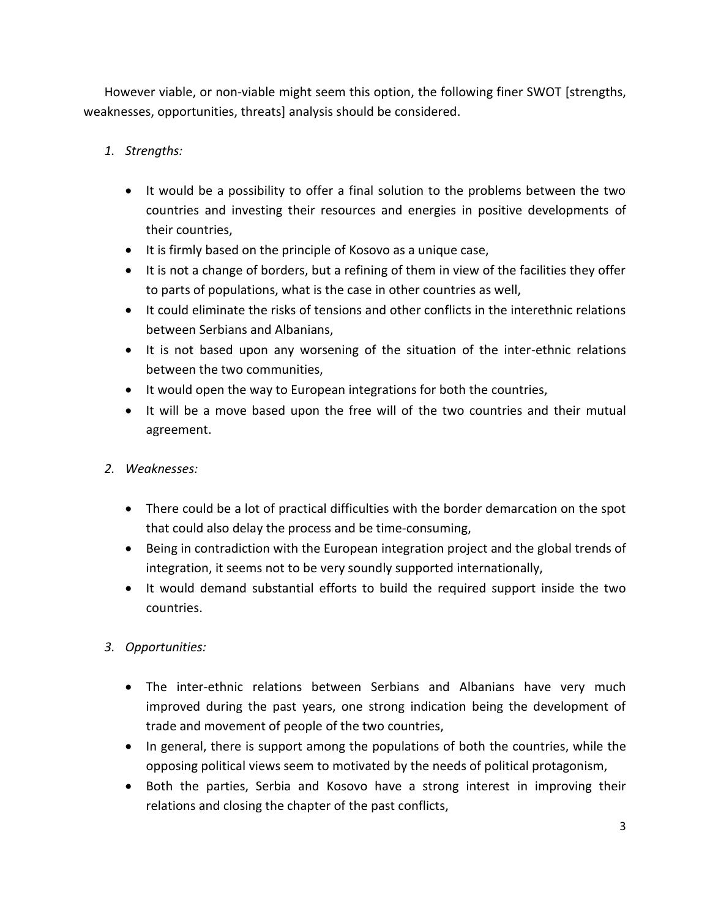However viable, or non-viable might seem this option, the following finer SWOT [strengths, weaknesses, opportunities, threats] analysis should be considered.

1. *Strengths:*

    - It would be a possibility to offer a final solution to the problems between the two countries and investing their resources and energies in positive developments of their countries,
    - It is firmly based on the principle of Kosovo as a unique case,
    - It is not a change of borders, but a refining of them in view of the facilities they offer to parts of populations, what is the case in other countries as well,
    - It could eliminate the risks of tensions and other conflicts in the interethnic relations between Serbians and Albanians,
    - It is not based upon any worsening of the situation of the inter-ethnic relations between the two communities,
    - It would open the way to European integrations for both the countries,
    - It will be a move based upon the free will of the two countries and their mutual agreement.

2. *Weaknesses:*

    - There could be a lot of practical difficulties with the border demarcation on the spot that could also delay the process and be time-consuming,
    - Being in contradiction with the European integration project and the global trends of integration, it seems not to be very soundly supported internationally,
    - It would demand substantial efforts to build the required support inside the two countries.

3. *Opportunities:*

    - The inter-ethnic relations between Serbians and Albanians have very much improved during the past years, one strong indication being the development of trade and movement of people of the two countries,
    - In general, there is support among the populations of both the countries, while the opposing political views seem to motivated by the needs of political protagonism,
    - Both the parties, Serbia and Kosovo have a strong interest in improving their relations and closing the chapter of the past conflicts,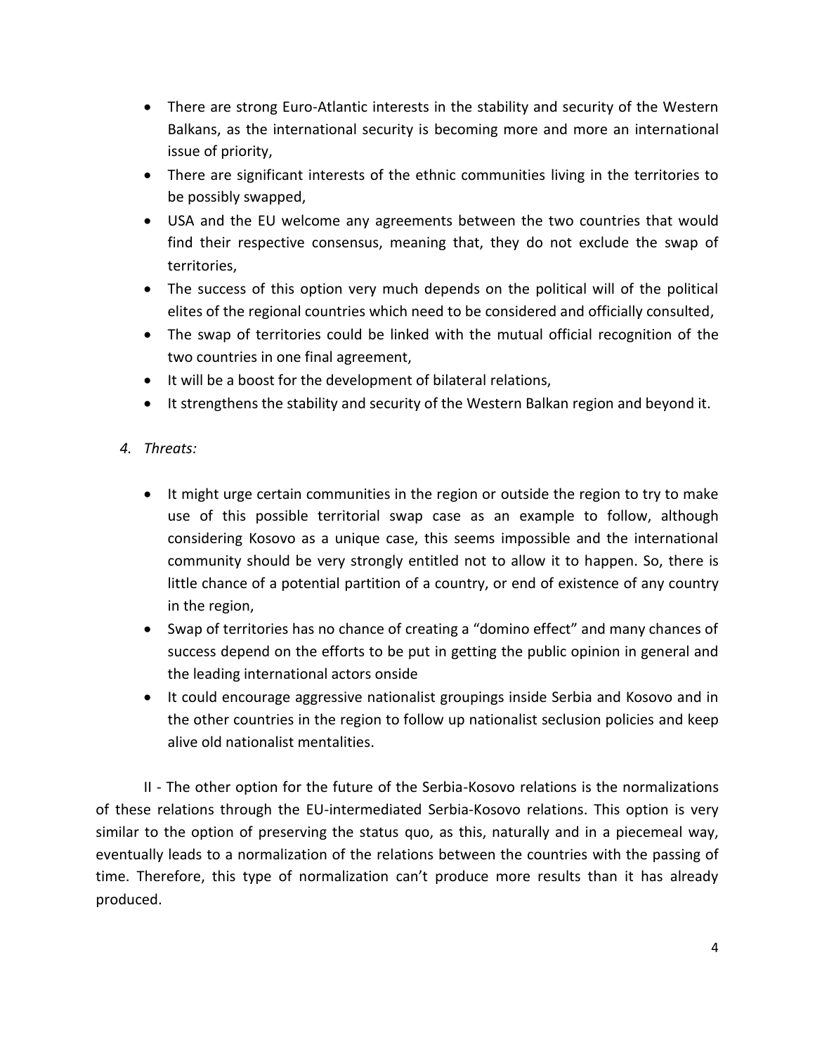- There are strong Euro-Atlantic interests in the stability and security of the Western Balkans, as the international security is becoming more and more an international issue of priority,
- There are significant interests of the ethnic communities living in the territories to be possibly swapped,
- USA and the EU welcome any agreements between the two countries that would find their respective consensus, meaning that, they do not exclude the swap of territories,
- The success of this option very much depends on the political will of the political elites of the regional countries which need to be considered and officially consulted,
- The swap of territories could be linked with the mutual official recognition of the two countries in one final agreement,
- It will be a boost for the development of bilateral relations,
- It strengthens the stability and security of the Western Balkan region and beyond it.

4. *Threats:*

- It might urge certain communities in the region or outside the region to try to make use of this possible territorial swap case as an example to follow, although considering Kosovo as a unique case, this seems impossible and the international community should be very strongly entitled not to allow it to happen. So, there is little chance of a potential partition of a country, or end of existence of any country in the region,
- Swap of territories has no chance of creating a "domino effect" and many chances of success depend on the efforts to be put in getting the public opinion in general and the leading international actors onside
- It could encourage aggressive nationalist groupings inside Serbia and Kosovo and in the other countries in the region to follow up nationalist seclusion policies and keep alive old nationalist mentalities.

II - The other option for the future of the Serbia-Kosovo relations is the normalizations of these relations through the EU-intermediated Serbia-Kosovo relations. This option is very similar to the option of preserving the status quo, as this, naturally and in a piecemeal way, eventually leads to a normalization of the relations between the countries with the passing of time. Therefore, this type of normalization can't produce more results than it has already produced.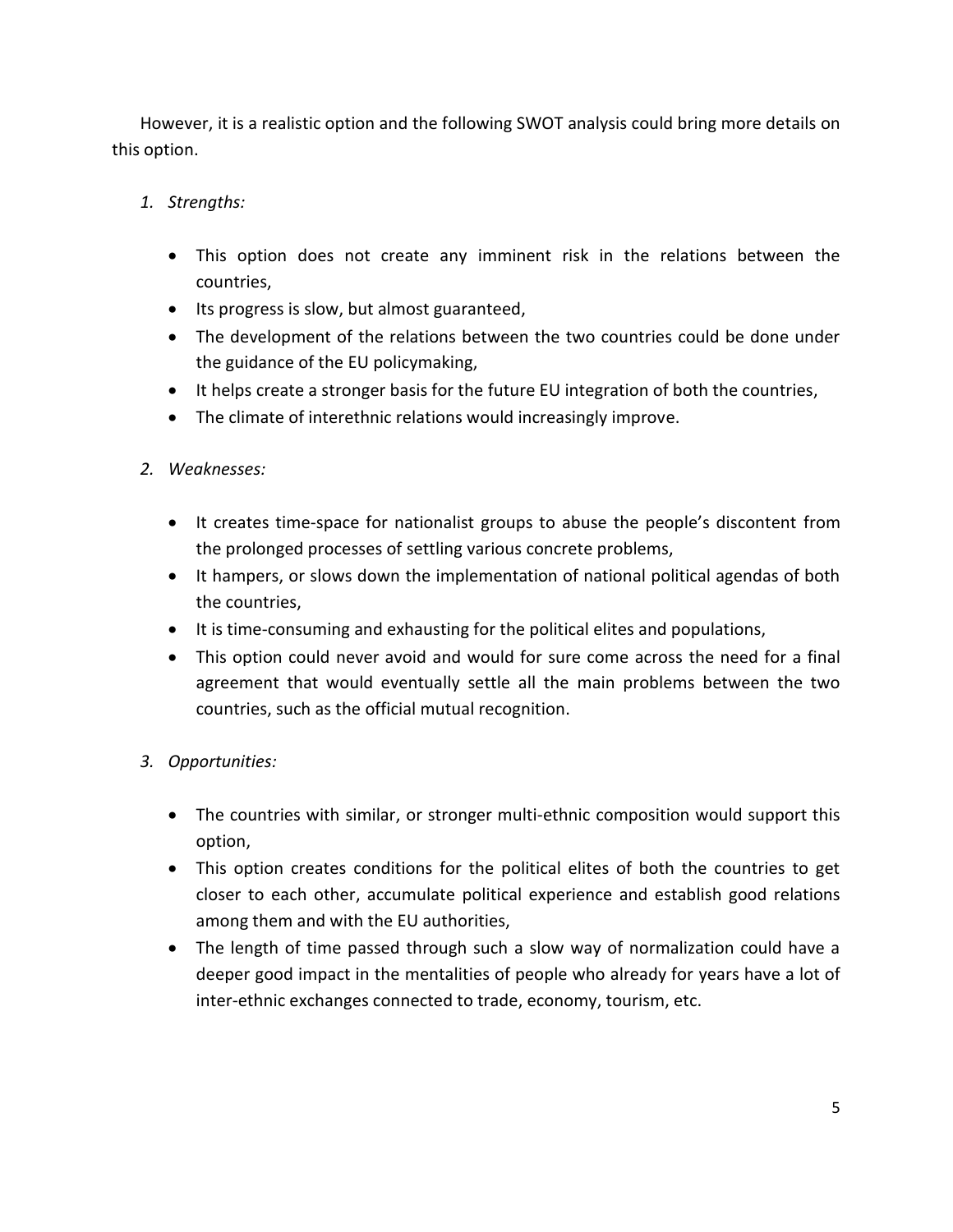However, it is a realistic option and the following SWOT analysis could bring more details on this option.

1. *Strengths:*

   - This option does not create any imminent risk in the relations between the countries,
   - Its progress is slow, but almost guaranteed,
   - The development of the relations between the two countries could be done under the guidance of the EU policymaking,
   - It helps create a stronger basis for the future EU integration of both the countries,
   - The climate of interethnic relations would increasingly improve.

2. *Weaknesses:*

   - It creates time-space for nationalist groups to abuse the people's discontent from the prolonged processes of settling various concrete problems,
   - It hampers, or slows down the implementation of national political agendas of both the countries,
   - It is time-consuming and exhausting for the political elites and populations,
   - This option could never avoid and would for sure come across the need for a final agreement that would eventually settle all the main problems between the two countries, such as the official mutual recognition.

3. *Opportunities:*

   - The countries with similar, or stronger multi-ethnic composition would support this option,
   - This option creates conditions for the political elites of both the countries to get closer to each other, accumulate political experience and establish good relations among them and with the EU authorities,
   - The length of time passed through such a slow way of normalization could have a deeper good impact in the mentalities of people who already for years have a lot of inter-ethnic exchanges connected to trade, economy, tourism, etc.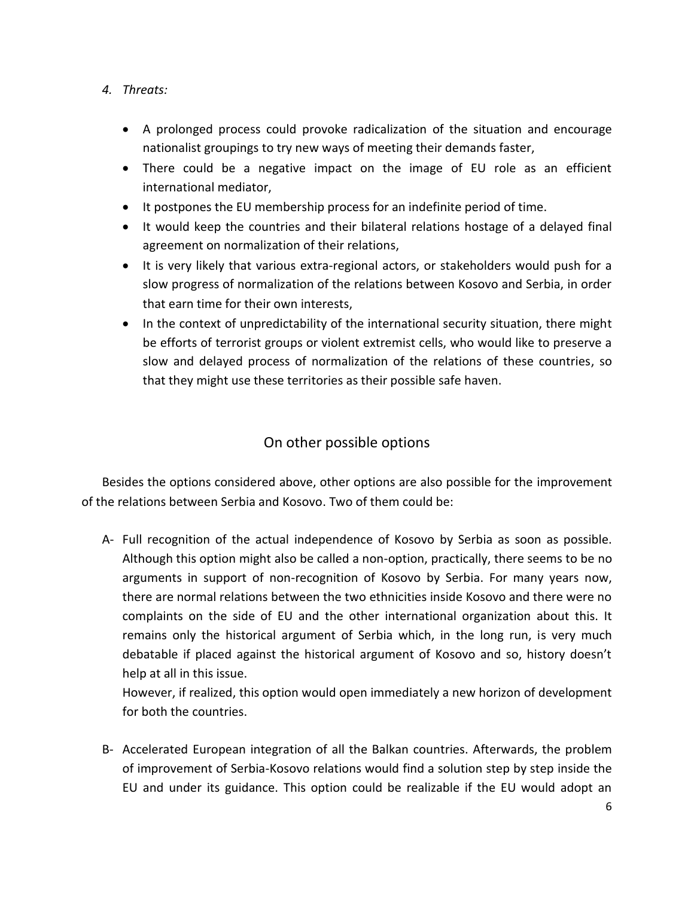4. *Threats:*

- A prolonged process could provoke radicalization of the situation and encourage nationalist groupings to try new ways of meeting their demands faster,
- There could be a negative impact on the image of EU role as an efficient international mediator,
- It postpones the EU membership process for an indefinite period of time.
- It would keep the countries and their bilateral relations hostage of a delayed final agreement on normalization of their relations,
- It is very likely that various extra-regional actors, or stakeholders would push for a slow progress of normalization of the relations between Kosovo and Serbia, in order that earn time for their own interests,
- In the context of unpredictability of the international security situation, there might be efforts of terrorist groups or violent extremist cells, who would like to preserve a slow and delayed process of normalization of the relations of these countries, so that they might use these territories as their possible safe haven.

## On other possible options

Besides the options considered above, other options are also possible for the improvement of the relations between Serbia and Kosovo. Two of them could be:

A- Full recognition of the actual independence of Kosovo by Serbia as soon as possible. Although this option might also be called a non-option, practically, there seems to be no arguments in support of non-recognition of Kosovo by Serbia. For many years now, there are normal relations between the two ethnicities inside Kosovo and there were no complaints on the side of EU and the other international organization about this. It remains only the historical argument of Serbia which, in the long run, is very much debatable if placed against the historical argument of Kosovo and so, history doesn't help at all in this issue.
However, if realized, this option would open immediately a new horizon of development for both the countries.

B- Accelerated European integration of all the Balkan countries. Afterwards, the problem of improvement of Serbia-Kosovo relations would find a solution step by step inside the EU and under its guidance. This option could be realizable if the EU would adopt an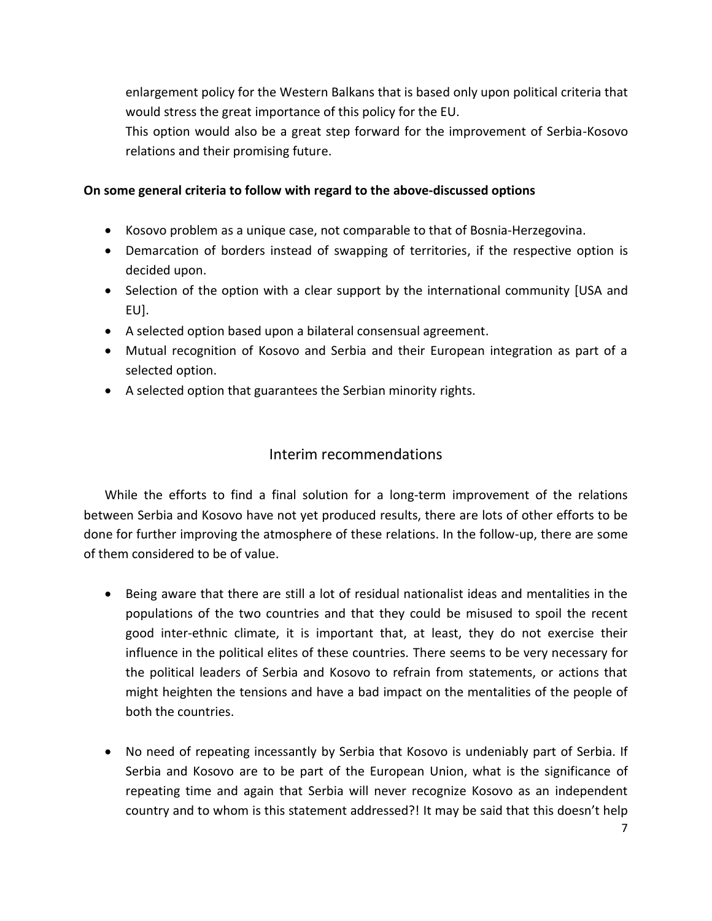enlargement policy for the Western Balkans that is based only upon political criteria that would stress the great importance of this policy for the EU.

This option would also be a great step forward for the improvement of Serbia-Kosovo relations and their promising future.

**On some general criteria to follow with regard to the above-discussed options**

- Kosovo problem as a unique case, not comparable to that of Bosnia-Herzegovina.
- Demarcation of borders instead of swapping of territories, if the respective option is decided upon.
- Selection of the option with a clear support by the international community [USA and EU].
- A selected option based upon a bilateral consensual agreement.
- Mutual recognition of Kosovo and Serbia and their European integration as part of a selected option.
- A selected option that guarantees the Serbian minority rights.

## Interim recommendations

While the efforts to find a final solution for a long-term improvement of the relations between Serbia and Kosovo have not yet produced results, there are lots of other efforts to be done for further improving the atmosphere of these relations. In the follow-up, there are some of them considered to be of value.

- Being aware that there are still a lot of residual nationalist ideas and mentalities in the populations of the two countries and that they could be misused to spoil the recent good inter-ethnic climate, it is important that, at least, they do not exercise their influence in the political elites of these countries. There seems to be very necessary for the political leaders of Serbia and Kosovo to refrain from statements, or actions that might heighten the tensions and have a bad impact on the mentalities of the people of both the countries.

- No need of repeating incessantly by Serbia that Kosovo is undeniably part of Serbia. If Serbia and Kosovo are to be part of the European Union, what is the significance of repeating time and again that Serbia will never recognize Kosovo as an independent country and to whom is this statement addressed?! It may be said that this doesn't help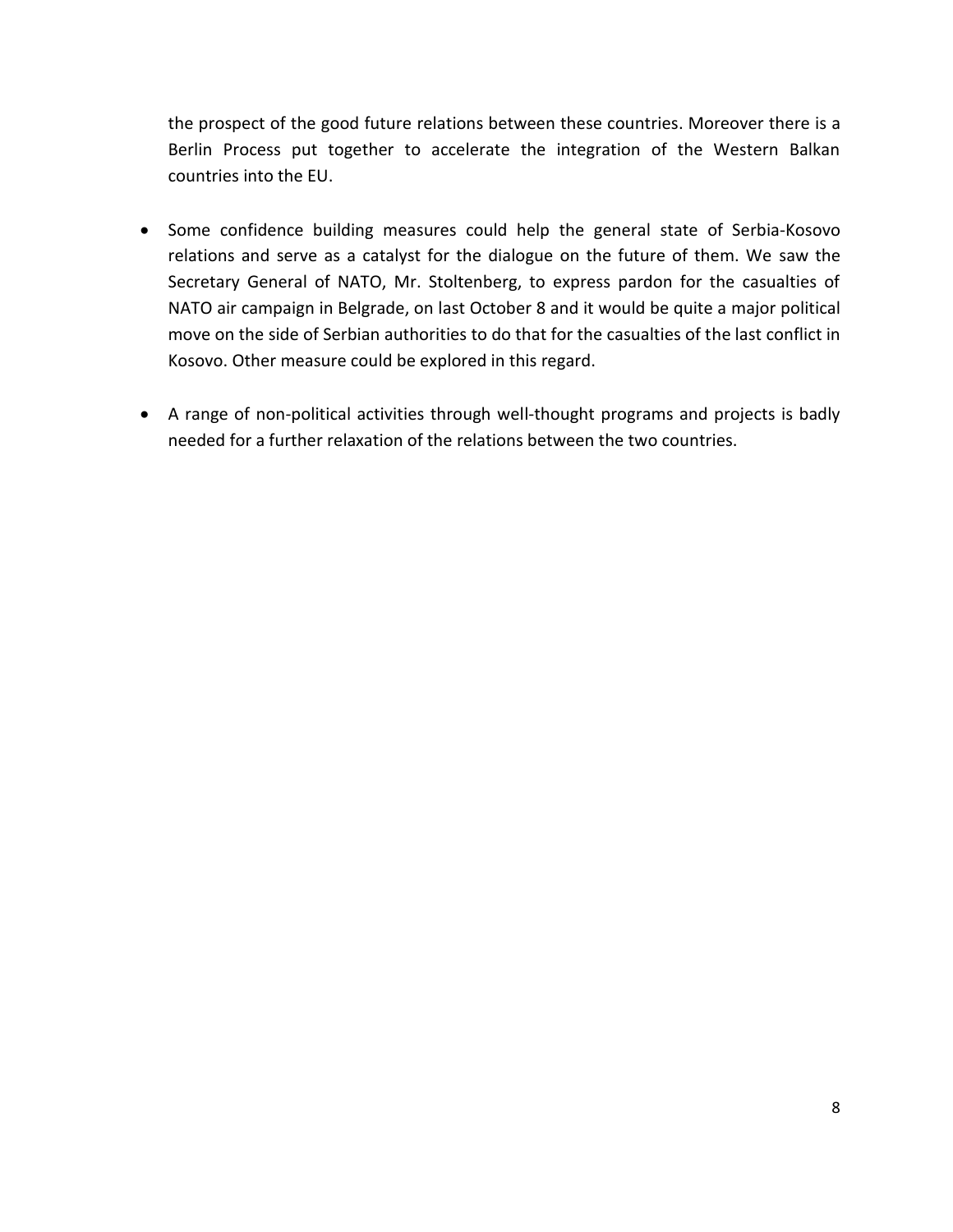the prospect of the good future relations between these countries. Moreover there is a Berlin Process put together to accelerate the integration of the Western Balkan countries into the EU.

- Some confidence building measures could help the general state of Serbia-Kosovo relations and serve as a catalyst for the dialogue on the future of them. We saw the Secretary General of NATO, Mr. Stoltenberg, to express pardon for the casualties of NATO air campaign in Belgrade, on last October 8 and it would be quite a major political move on the side of Serbian authorities to do that for the casualties of the last conflict in Kosovo. Other measure could be explored in this regard.

- A range of non-political activities through well-thought programs and projects is badly needed for a further relaxation of the relations between the two countries.